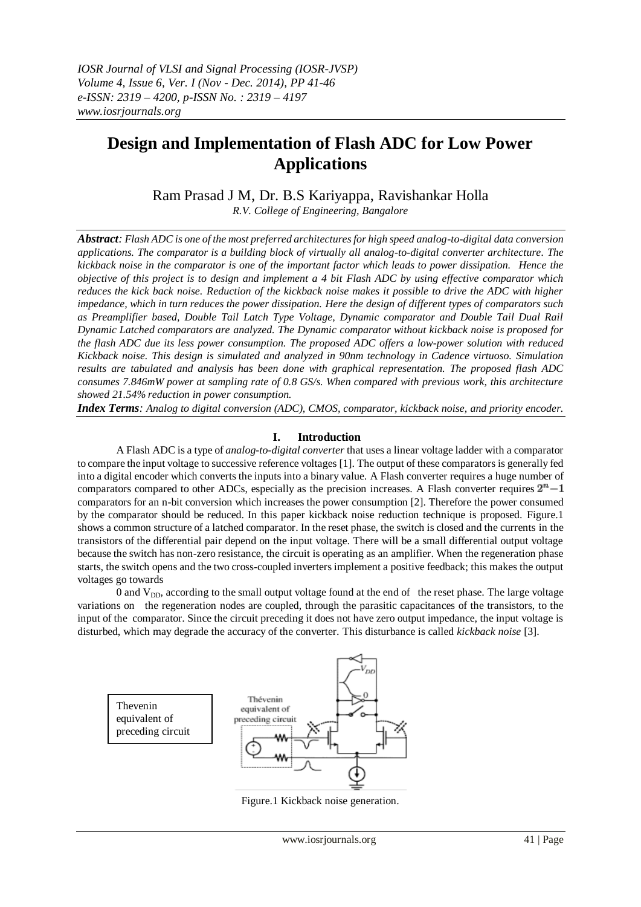# Design and Implementation of Flash ADC for Low Power Applications

Ram Prasad J M, Dr. B.S Kariyappa, Ravishankar Holla

*R.V. College of Engineering, Bangalore*

***Abstract**: Flash ADC is one of the most preferred architectures for high speed analog-to-digital data conversion applications. The comparator is a building block of virtually all analog-to-digital converter architecture. The kickback noise in the comparator is one of the important factor which leads to power dissipation. Hence the objective of this project is to design and implement a 4 bit Flash ADC by using effective comparator which reduces the kick back noise. Reduction of the kickback noise makes it possible to drive the ADC with higher impedance, which in turn reduces the power dissipation. Here the design of different types of comparators such as Preamplifier based, Double Tail Latch Type Voltage, Dynamic comparator and Double Tail Dual Rail Dynamic Latched comparators are analyzed. The Dynamic comparator without kickback noise is proposed for the flash ADC due its less power consumption. The proposed ADC offers a low-power solution with reduced Kickback noise. This design is simulated and analyzed in 90nm technology in Cadence virtuoso. Simulation results are tabulated and analysis has been done with graphical representation. The proposed flash ADC consumes 7.846mW power at sampling rate of 0.8 GS/s. When compared with previous work, this architecture showed 21.54% reduction in power consumption.*

***Index Terms**: Analog to digital conversion (ADC), CMOS, comparator, kickback noise, and priority encoder.*

## I. Introduction

A Flash ADC is a type of *analog-to-digital converter* that uses a linear voltage ladder with a comparator to compare the input voltage to successive reference voltages [1]. The output of these comparators is generally fed into a digital encoder which converts the inputs into a binary value. A Flash converter requires a huge number of comparators compared to other ADCs, especially as the precision increases. A Flash converter requires $2^n - 1$ comparators for an n-bit conversion which increases the power consumption [2]. Therefore the power consumed by the comparator should be reduced. In this paper kickback noise reduction technique is proposed. Figure.1 shows a common structure of a latched comparator. In the reset phase, the switch is closed and the currents in the transistors of the differential pair depend on the input voltage. There will be a small differential output voltage because the switch has non-zero resistance, the circuit is operating as an amplifier. When the regeneration phase starts, the switch opens and the two cross-coupled inverters implement a positive feedback; this makes the output voltages go towards 0 and $V_{DD}$, according to the small output voltage found at the end of the reset phase. The large voltage variations on the regeneration nodes are coupled, through the parasitic capacitances of the transistors, to the input of the comparator. Since the circuit preceding it does not have zero output impedance, the input voltage is disturbed, which may degrade the accuracy of the converter. This disturbance is called *kickback noise* [3].

Thevenin equivalent of preceding circuit

Figure.1 Kickback noise generation.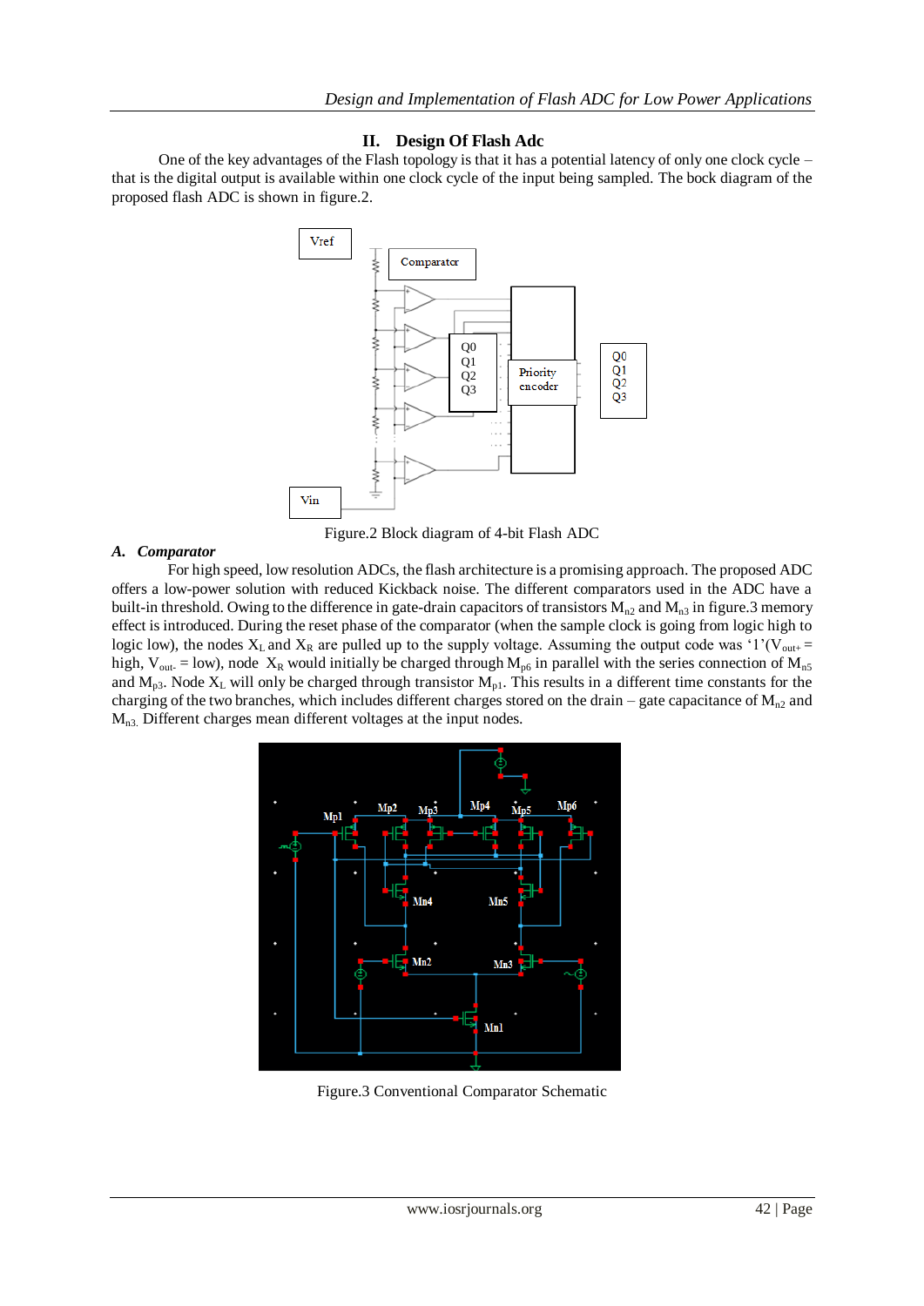## II. Design Of Flash Adc

One of the key advantages of the Flash topology is that it has a potential latency of only one clock cycle – that is the digital output is available within one clock cycle of the input being sampled. The bock diagram of the proposed flash ADC is shown in figure.2.

Figure.2 Block diagram of 4-bit Flash ADC

### A. Comparator

For high speed, low resolution ADCs, the flash architecture is a promising approach. The proposed ADC offers a low-power solution with reduced Kickback noise. The different comparators used in the ADC have a built-in threshold. Owing to the difference in gate-drain capacitors of transistors $M_{n2}$ and $M_{n3}$ in figure.3 memory effect is introduced. During the reset phase of the comparator (when the sample clock is going from logic high to logic low), the nodes $X_L$ and $X_R$ are pulled up to the supply voltage. Assuming the output code was '1'($V_{out+}$ = high, $V_{out-}$ = low), node $X_R$ would initially be charged through $M_{p6}$ in parallel with the series connection of $M_{n5}$ and $M_{p3}$. Node $X_L$ will only be charged through transistor $M_{p1}$. This results in a different time constants for the charging of the two branches, which includes different charges stored on the drain – gate capacitance of $M_{n2}$ and $M_{n3.}$ Different charges mean different voltages at the input nodes.

Figure.3 Conventional Comparator Schematic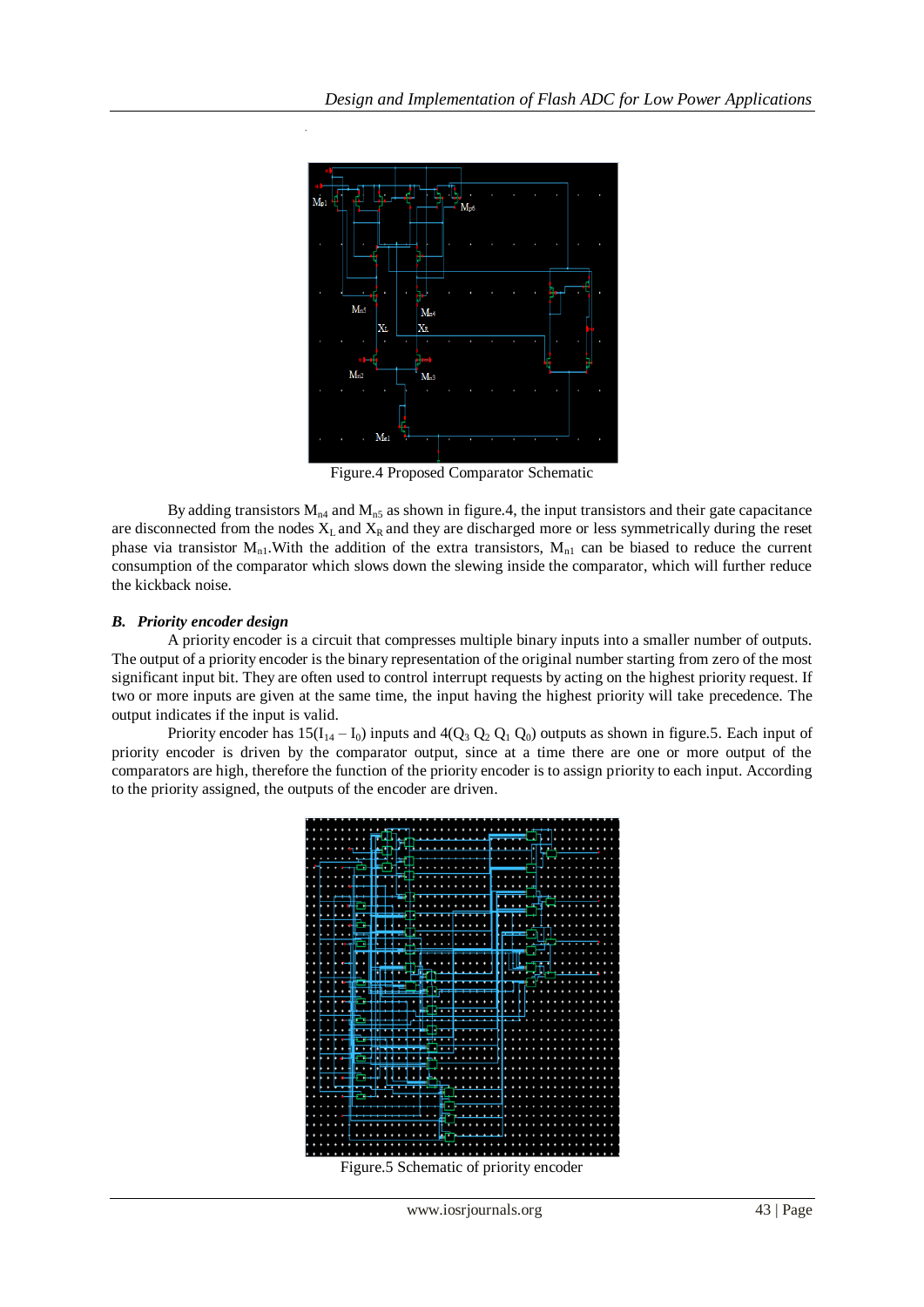Figure.4 Proposed Comparator Schematic

By adding transistors $M_{n4}$ and $M_{n5}$ as shown in figure.4, the input transistors and their gate capacitance are disconnected from the nodes $X_L$ and $X_R$ and they are discharged more or less symmetrically during the reset phase via transistor $M_{n1}$.With the addition of the extra transistors, $M_{n1}$ can be biased to reduce the current consumption of the comparator which slows down the slewing inside the comparator, which will further reduce the kickback noise.

### *B. Priority encoder design*

A priority encoder is a circuit that compresses multiple binary inputs into a smaller number of outputs. The output of a priority encoder is the binary representation of the original number starting from zero of the most significant input bit. They are often used to control interrupt requests by acting on the highest priority request. If two or more inputs are given at the same time, the input having the highest priority will take precedence. The output indicates if the input is valid.

Priority encoder has $15(I_{14} – I_0)$ inputs and $4(Q_3\ Q_2\ Q_1\ Q_0)$ outputs as shown in figure.5. Each input of priority encoder is driven by the comparator output, since at a time there are one or more output of the comparators are high, therefore the function of the priority encoder is to assign priority to each input. According to the priority assigned, the outputs of the encoder are driven.

Figure.5 Schematic of priority encoder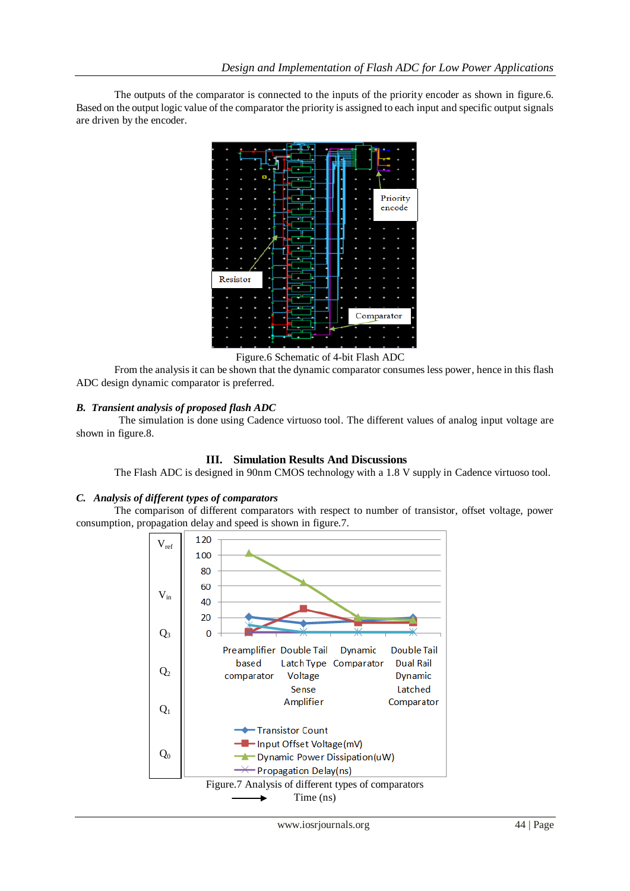The outputs of the comparator is connected to the inputs of the priority encoder as shown in figure.6. Based on the output logic value of the comparator the priority is assigned to each input and specific output signals are driven by the encoder.

Figure.6 Schematic of 4-bit Flash ADC

From the analysis it can be shown that the dynamic comparator consumes less power, hence in this flash ADC design dynamic comparator is preferred.

### *B. Transient analysis of proposed flash ADC*

The simulation is done using Cadence virtuoso tool. The different values of analog input voltage are shown in figure.8.

## III. Simulation Results And Discussions

The Flash ADC is designed in 90nm CMOS technology with a 1.8 V supply in Cadence virtuoso tool.

### *C. Analysis of different types of comparators*

The comparison of different comparators with respect to number of transistor, offset voltage, power consumption, propagation delay and speed is shown in figure.7.

Figure.7 Analysis of different types of comparators

Time (ns)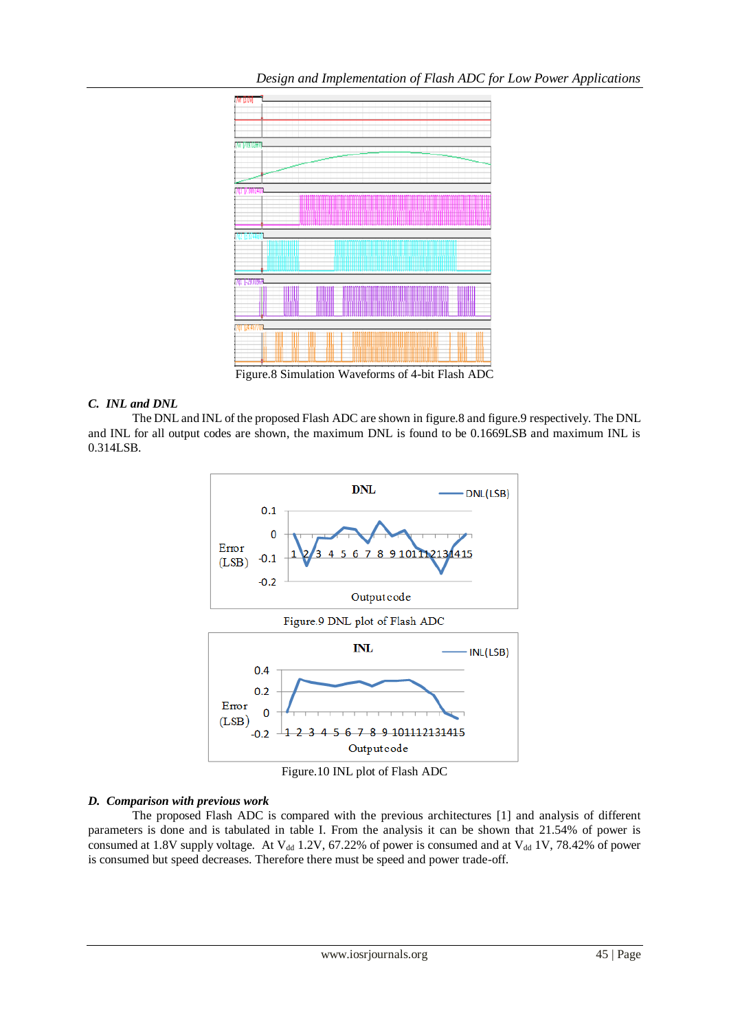Figure.8 Simulation Waveforms of 4-bit Flash ADC

### C. INL and DNL

The DNL and INL of the proposed Flash ADC are shown in figure.8 and figure.9 respectively. The DNL and INL for all output codes are shown, the maximum DNL is found to be 0.1669LSB and maximum INL is 0.314LSB.

Figure.9 DNL plot of Flash ADC

Figure.10 INL plot of Flash ADC

### D. Comparison with previous work

The proposed Flash ADC is compared with the previous architectures [1] and analysis of different parameters is done and is tabulated in table I. From the analysis it can be shown that 21.54% of power is consumed at 1.8V supply voltage. At $V_{dd}$ 1.2V, 67.22% of power is consumed and at $V_{dd}$ 1V, 78.42% of power is consumed but speed decreases. Therefore there must be speed and power trade-off.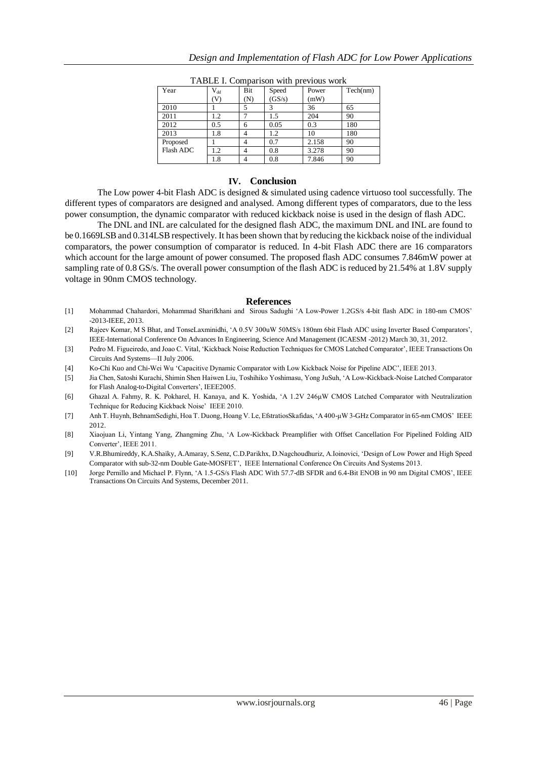TABLE I. Comparison with previous work

| Year | $V_{dd}$ (V) | Bit (N) | Speed (GS/s) | Power (mW) | Tech(nm) |
|---|---|---|---|---|---|
| 2010 | 1 | 5 | 3 | 36 | 65 |
| 2011 | 1.2 | 7 | 1.5 | 204 | 90 |
| 2012 | 0.5 | 6 | 0.05 | 0.3 | 180 |
| 2013 | 1.8 | 4 | 1.2 | 10 | 180 |
| Proposed Flash ADC | 1 | 4 | 0.7 | 2.158 | 90 |
| | 1.2 | 4 | 0.8 | 3.278 | 90 |
| | 1.8 | 4 | 0.8 | 7.846 | 90 |

## IV. Conclusion

The Low power 4-bit Flash ADC is designed & simulated using cadence virtuoso tool successfully. The different types of comparators are designed and analysed. Among different types of comparators, due to the less power consumption, the dynamic comparator with reduced kickback noise is used in the design of flash ADC.

The DNL and INL are calculated for the designed flash ADC, the maximum DNL and INL are found to be 0.1669LSB and 0.314LSB respectively. It has been shown that by reducing the kickback noise of the individual comparators, the power consumption of comparator is reduced. In 4-bit Flash ADC there are 16 comparators which account for the large amount of power consumed. The proposed flash ADC consumes 7.846mW power at sampling rate of 0.8 GS/s. The overall power consumption of the flash ADC is reduced by 21.54% at 1.8V supply voltage in 90nm CMOS technology.

## References

[1] Mohammad Chahardori, Mohammad Sharifkhani and Sirous Sadughi 'A Low-Power 1.2GS/s 4-bit flash ADC in 180-nm CMOS' -2013-IEEE, 2013.

[2] Rajeev Komar, M S Bhat, and TonseLaxminidhi, 'A 0.5V 300uW 50MS/s 180nm 6bit Flash ADC using Inverter Based Comparators', IEEE-International Conference On Advances In Engineering, Science And Management (ICAESM -2012) March 30, 31, 2012.

[3] Pedro M. Figueiredo, and Joao C. Vital, 'Kickback Noise Reduction Techniques for CMOS Latched Comparator', IEEE Transactions On Circuits And Systems—II July 2006.

[4] Ko-Chi Kuo and Chi-Wei Wu 'Capacitive Dynamic Comparator with Low Kickback Noise for Pipeline ADC', IEEE 2013.

[5] Jia Chen, Satoshi Kurachi, Shimin Shen Haiwen Liu, Toshihiko Yoshimasu, Yong JuSuh, 'A Low-Kickback-Noise Latched Comparator for Flash Analog-to-Digital Converters', IEEE2005.

[6] Ghazal A. Fahmy, R. K. Pokharel, H. Kanaya, and K. Yoshida, 'A 1.2V 246μW CMOS Latched Comparator with Neutralization Technique for Reducing Kickback Noise' IEEE 2010.

[7] Anh T. Huynh, BehnamSedighi, Hoa T. Duong, Hoang V. Le, EfstratiosSkafidas, 'A 400-μW 3-GHz Comparator in 65-nm CMOS' IEEE 2012.

[8] Xiaojuan Li, Yintang Yang, Zhangming Zhu, 'A Low-Kickback Preamplifier with Offset Cancellation For Pipelined Folding AID Converter', IEEE 2011.

[9] V.R.Bhumireddy, K.A.Shaiky, A.Amaray, S.Senz, C.D.Parikhx, D.Nagchoudhuriz, A.Ioinovici, 'Design of Low Power and High Speed Comparator with sub-32-nm Double Gate-MOSFET', IEEE International Conference On Circuits And Systems 2013.

[10] Jorge Pernillo and Michael P. Flynn, 'A 1.5-GS/s Flash ADC With 57.7-dB SFDR and 6.4-Bit ENOB in 90 nm Digital CMOS', IEEE Transactions On Circuits And Systems, December 2011.